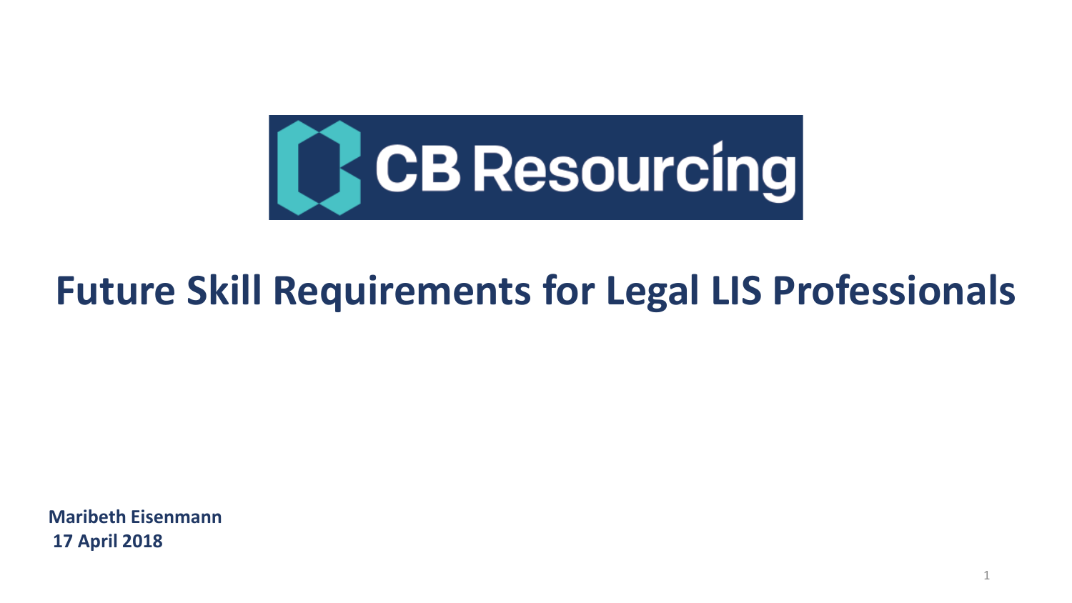CB Resourcing

# Future Skill Requirements for Legal LIS Professionals

**Maribeth Eisenmann**
**17 April 2018**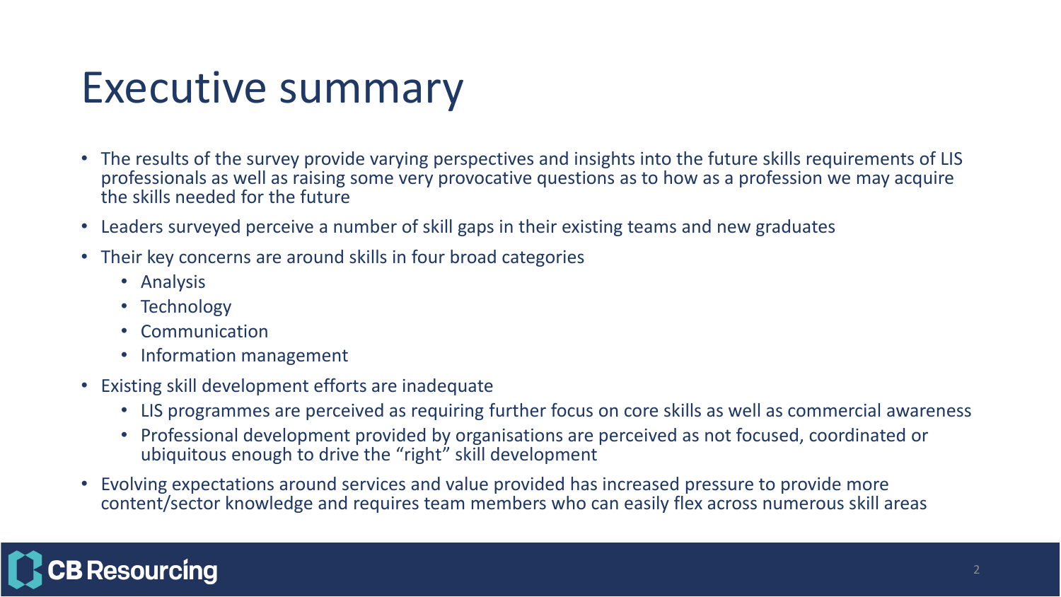# Executive summary

- The results of the survey provide varying perspectives and insights into the future skills requirements of LIS professionals as well as raising some very provocative questions as to how as a profession we may acquire the skills needed for the future
- Leaders surveyed perceive a number of skill gaps in their existing teams and new graduates
- Their key concerns are around skills in four broad categories
  - Analysis
  - Technology
  - Communication
  - Information management
- Existing skill development efforts are inadequate
  - LIS programmes are perceived as requiring further focus on core skills as well as commercial awareness
  - Professional development provided by organisations are perceived as not focused, coordinated or ubiquitous enough to drive the "right" skill development
- Evolving expectations around services and value provided has increased pressure to provide more content/sector knowledge and requires team members who can easily flex across numerous skill areas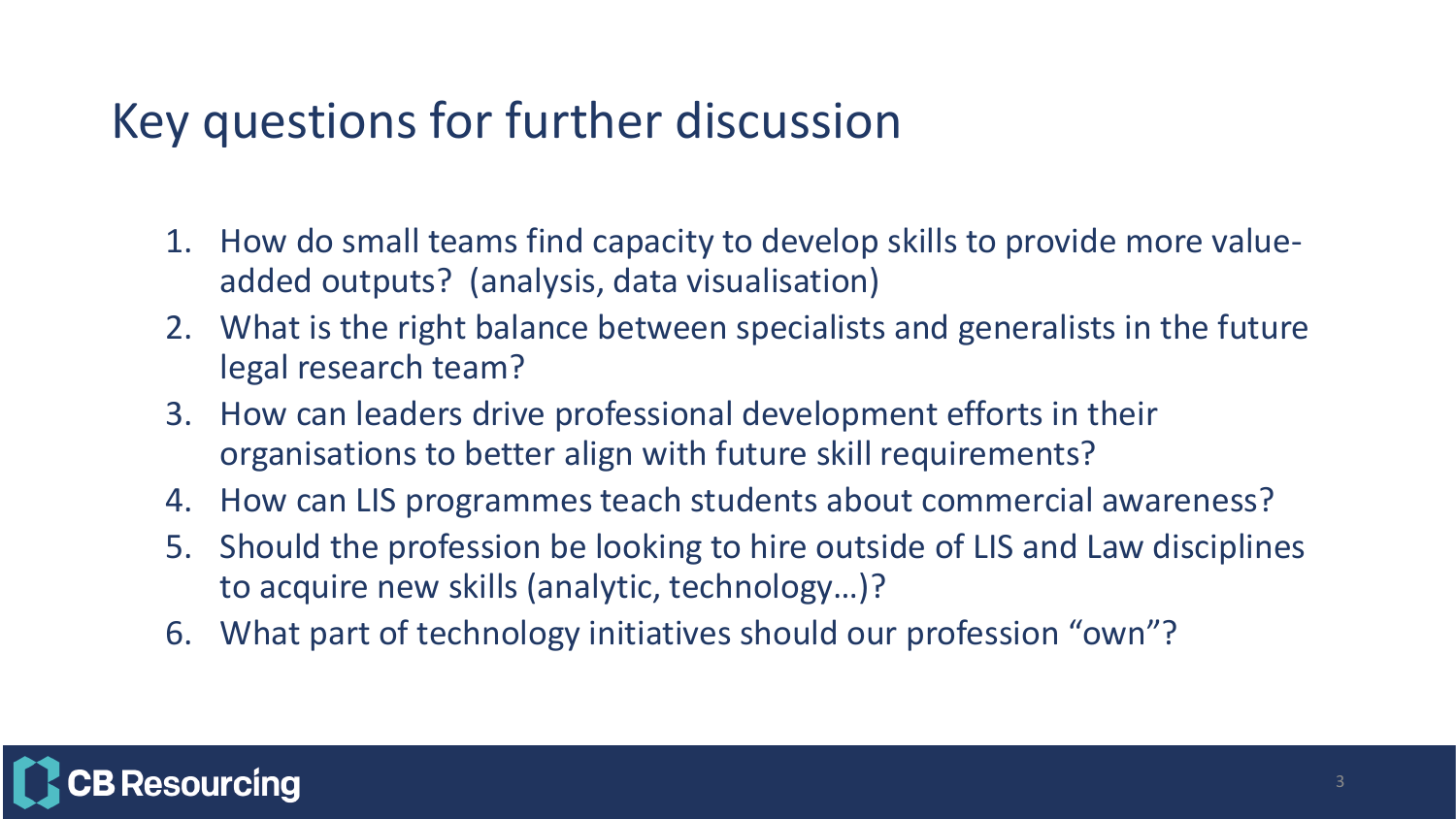# Key questions for further discussion

1. How do small teams find capacity to develop skills to provide more value-added outputs? (analysis, data visualisation)
2. What is the right balance between specialists and generalists in the future legal research team?
3. How can leaders drive professional development efforts in their organisations to better align with future skill requirements?
4. How can LIS programmes teach students about commercial awareness?
5. Should the profession be looking to hire outside of LIS and Law disciplines to acquire new skills (analytic, technology…)?
6. What part of technology initiatives should our profession "own"?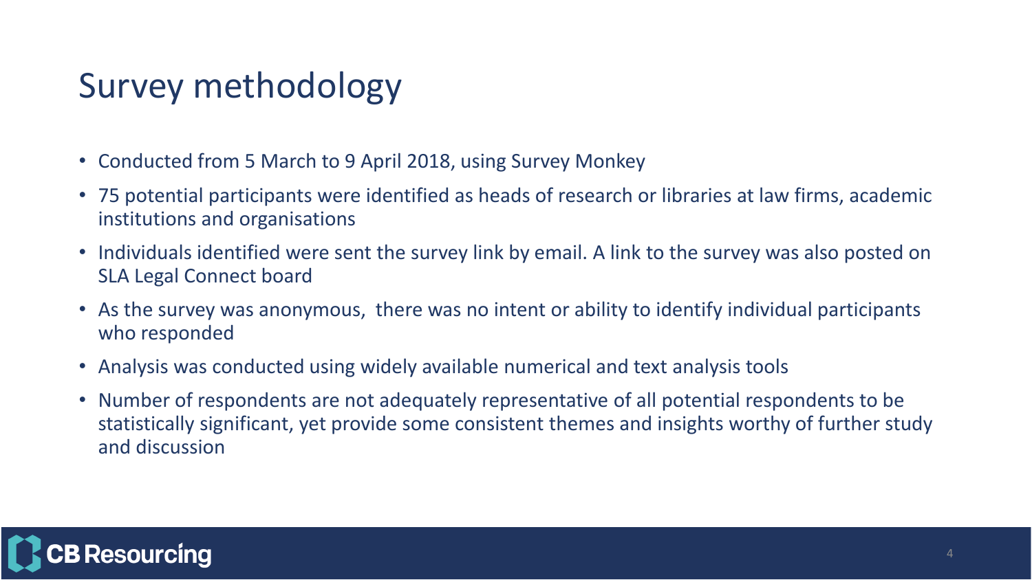# Survey methodology

- Conducted from 5 March to 9 April 2018, using Survey Monkey
- 75 potential participants were identified as heads of research or libraries at law firms, academic institutions and organisations
- Individuals identified were sent the survey link by email. A link to the survey was also posted on SLA Legal Connect board
- As the survey was anonymous, there was no intent or ability to identify individual participants who responded
- Analysis was conducted using widely available numerical and text analysis tools
- Number of respondents are not adequately representative of all potential respondents to be statistically significant, yet provide some consistent themes and insights worthy of further study and discussion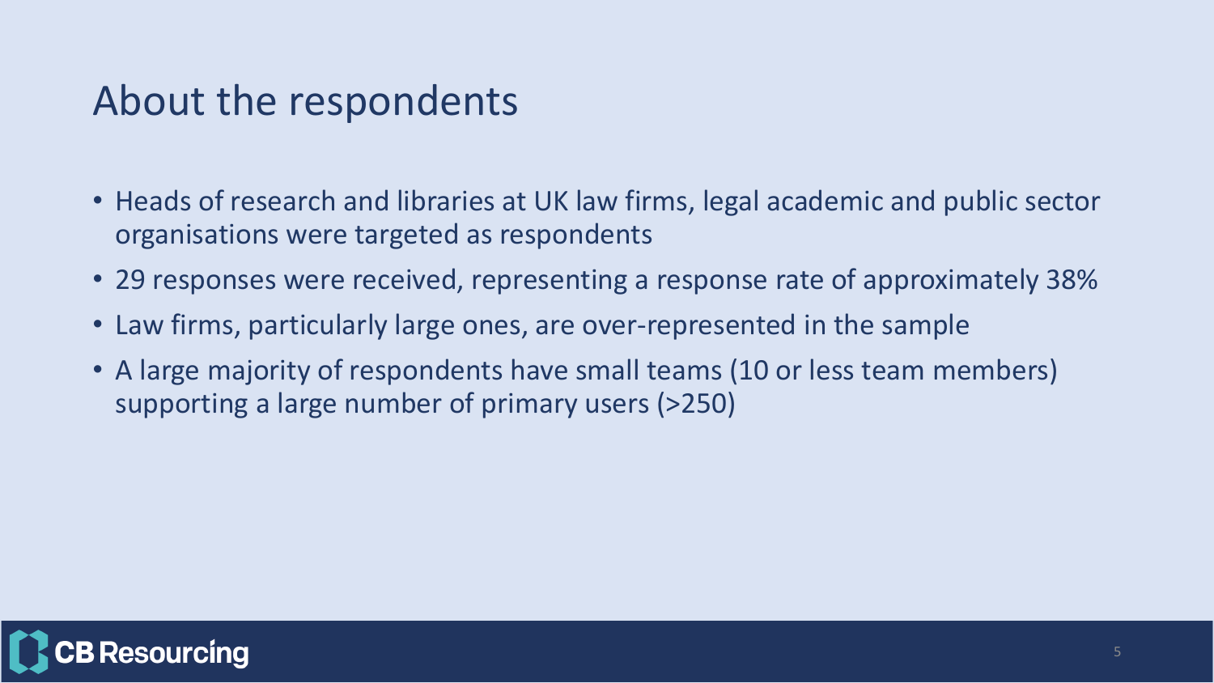# About the respondents

- Heads of research and libraries at UK law firms, legal academic and public sector organisations were targeted as respondents
- 29 responses were received, representing a response rate of approximately 38%
- Law firms, particularly large ones, are over-represented in the sample
- A large majority of respondents have small teams (10 or less team members) supporting a large number of primary users (>250)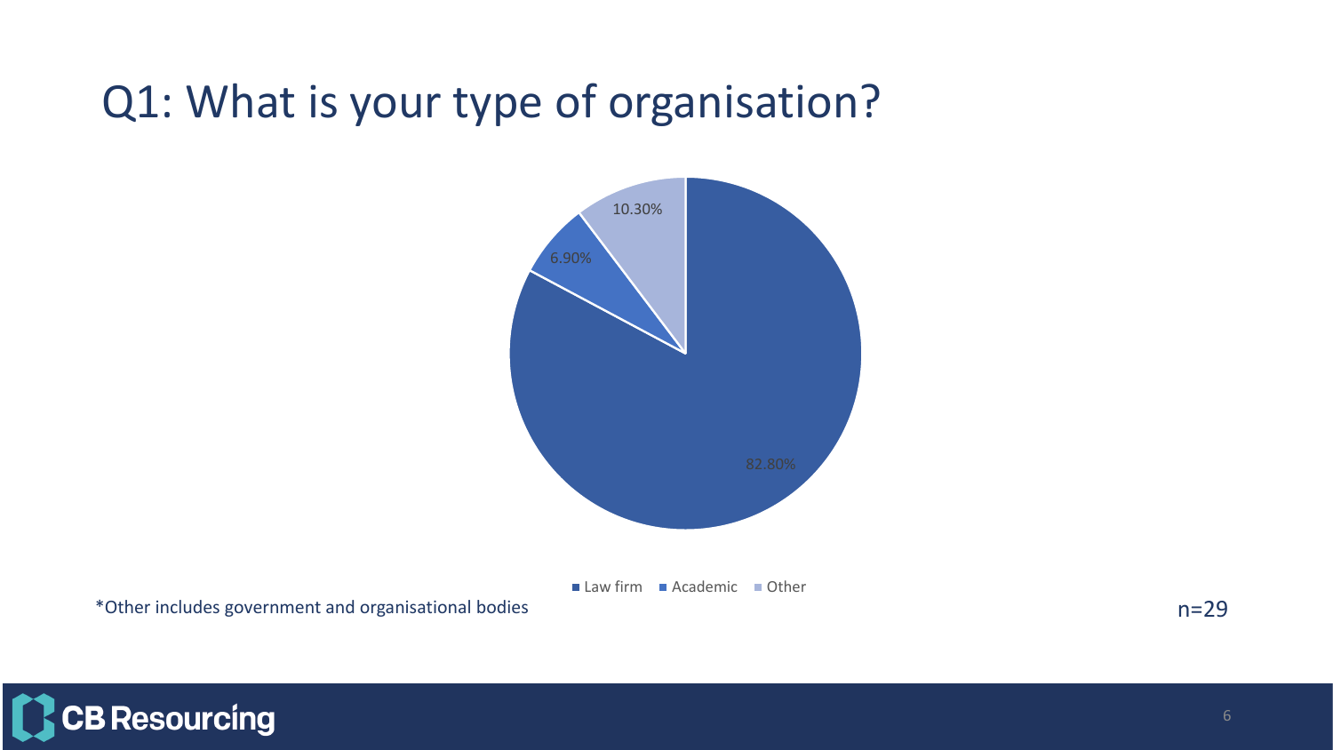# Q1: What is your type of organisation?

10.30%

6.90%

82.80%

Law firm  Academic  Other

*Other includes government and organisational bodies

n=29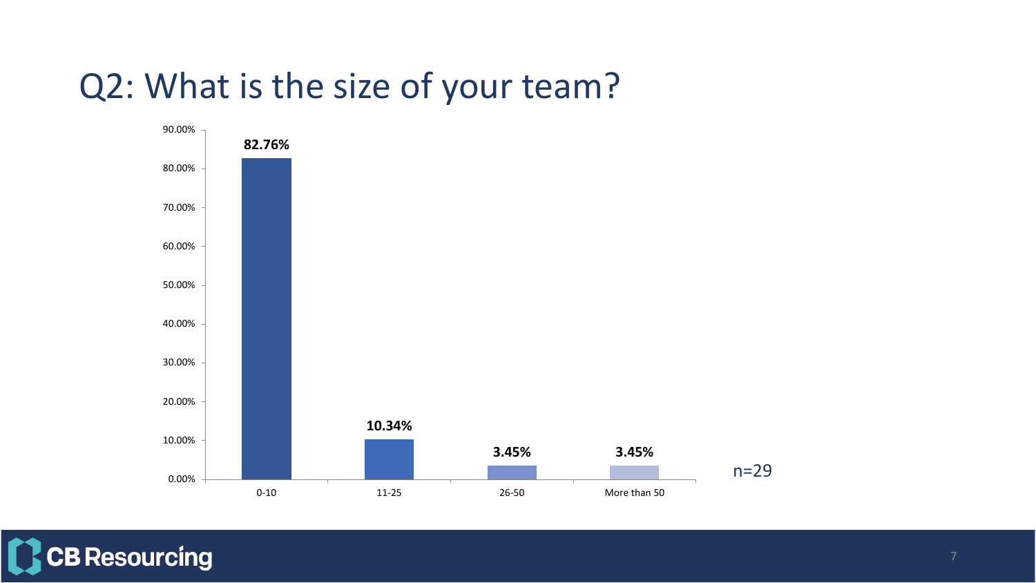# Q2: What is the size of your team?

| Team size | Percentage |
| --- | --- |
| 0-10 | 82.76% |
| 11-25 | 10.34% |
| 26-50 | 3.45% |
| More than 50 | 3.45% |

n=29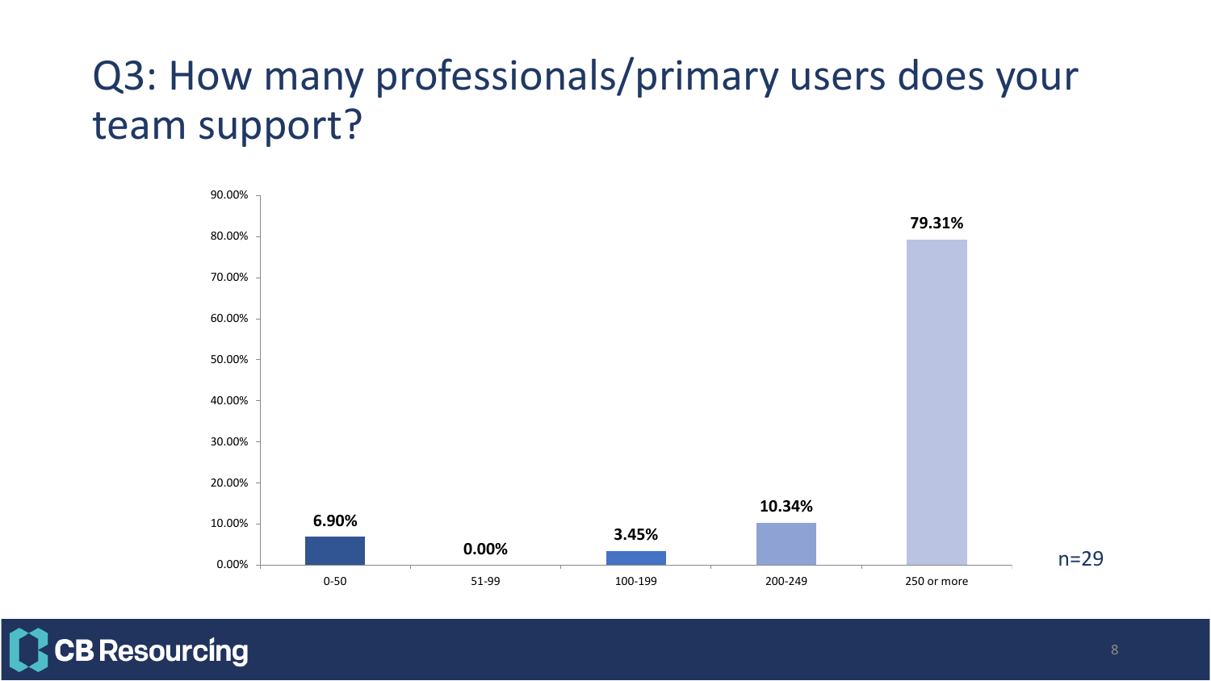# Q3: How many professionals/primary users does your team support?

90.00%
80.00%
70.00%
60.00%
50.00%
40.00%
30.00%
20.00%
10.00%
0.00%

6.90%
0.00%
3.45%
10.34%
79.31%

0-50
51-99
100-199
200-249
250 or more

n=29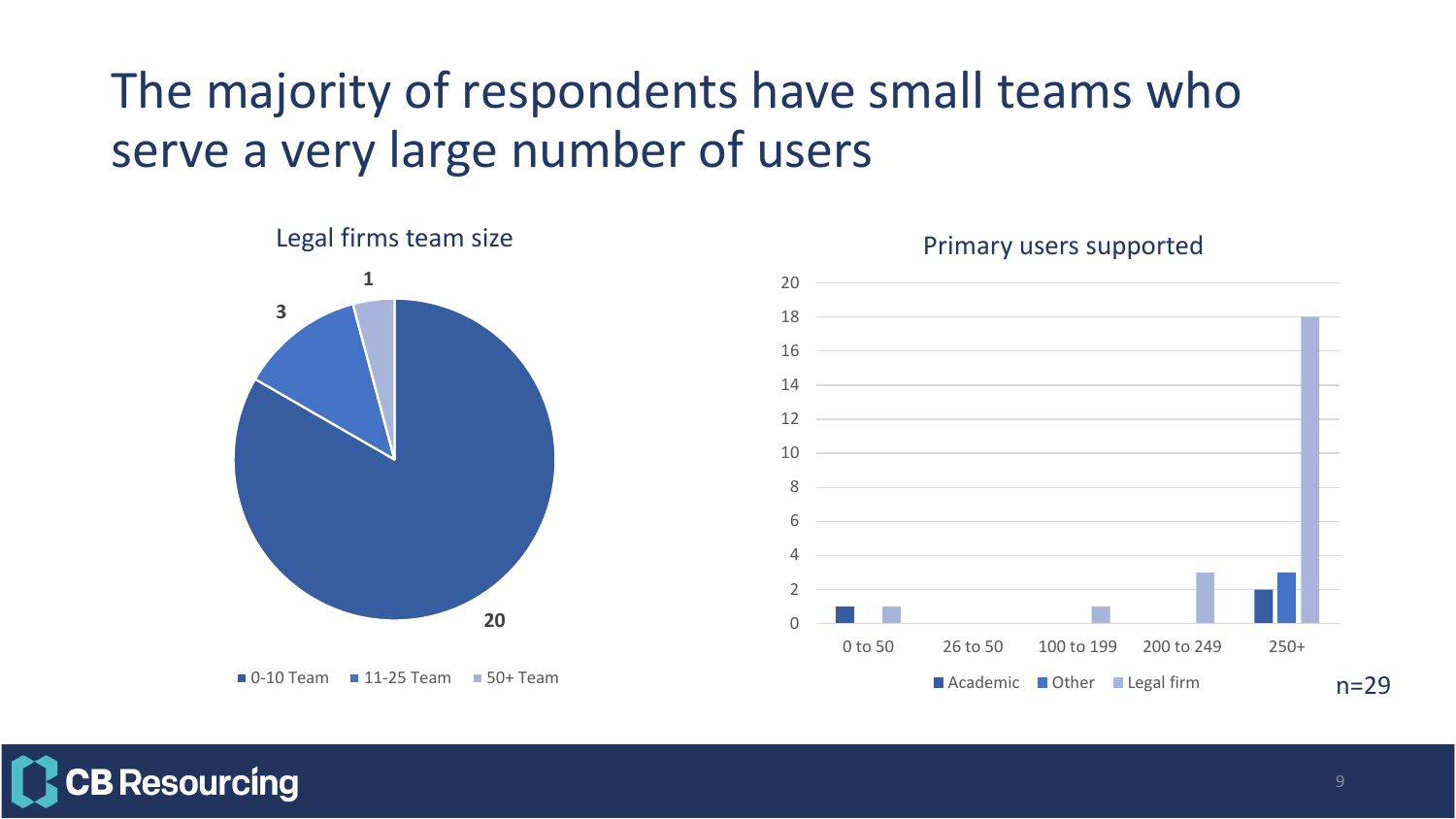# The majority of respondents have small teams who serve a very large number of users

Legal firms team size

1

3

20

0-10 Team
11-25 Team
50+ Team

Primary users supported

20
18
16
14
12
10
8
6
4
2
0

0 to 50
26 to 50
100 to 199
200 to 249
250+

Academic
Other
Legal firm

n=29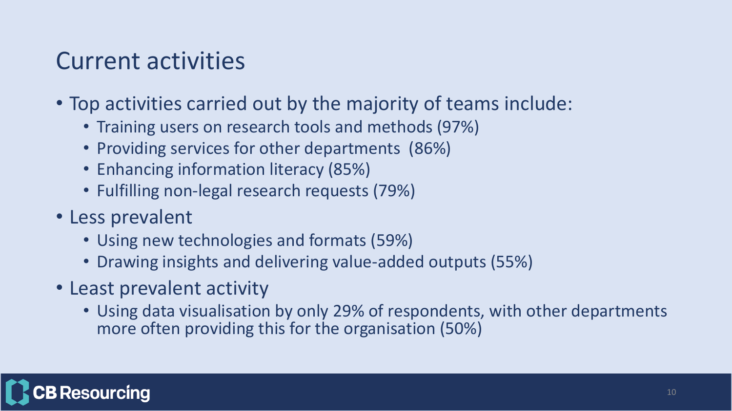# Current activities

- Top activities carried out by the majority of teams include:
  - Training users on research tools and methods (97%)
  - Providing services for other departments (86%)
  - Enhancing information literacy (85%)
  - Fulfilling non-legal research requests (79%)
- Less prevalent
  - Using new technologies and formats (59%)
  - Drawing insights and delivering value-added outputs (55%)
- Least prevalent activity
  - Using data visualisation by only 29% of respondents, with other departments more often providing this for the organisation (50%)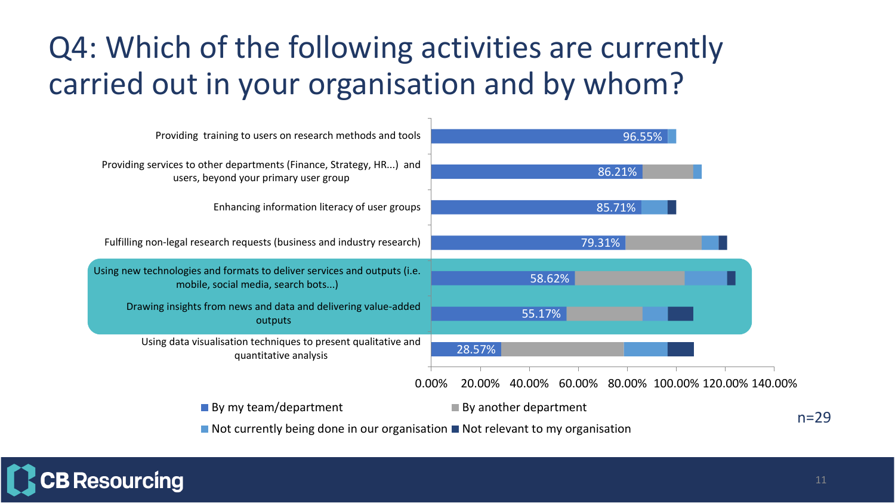# Q4: Which of the following activities are currently carried out in your organisation and by whom?

Providing training to users on research methods and tools

96.55%

Providing services to other departments (Finance, Strategy, HR...) and users, beyond your primary user group

86.21%

Enhancing information literacy of user groups

85.71%

Fulfilling non-legal research requests (business and industry research)

79.31%

Using new technologies and formats to deliver services and outputs (i.e. mobile, social media, search bots...)

58.62%

Drawing insights from news and data and delivering value-added outputs

55.17%

Using data visualisation techniques to present qualitative and quantitative analysis

28.57%

0.00% 20.00% 40.00% 60.00% 80.00% 100.00% 120.00% 140.00%

By my team/department

By another department

Not currently being done in our organisation

Not relevant to my organisation

n=29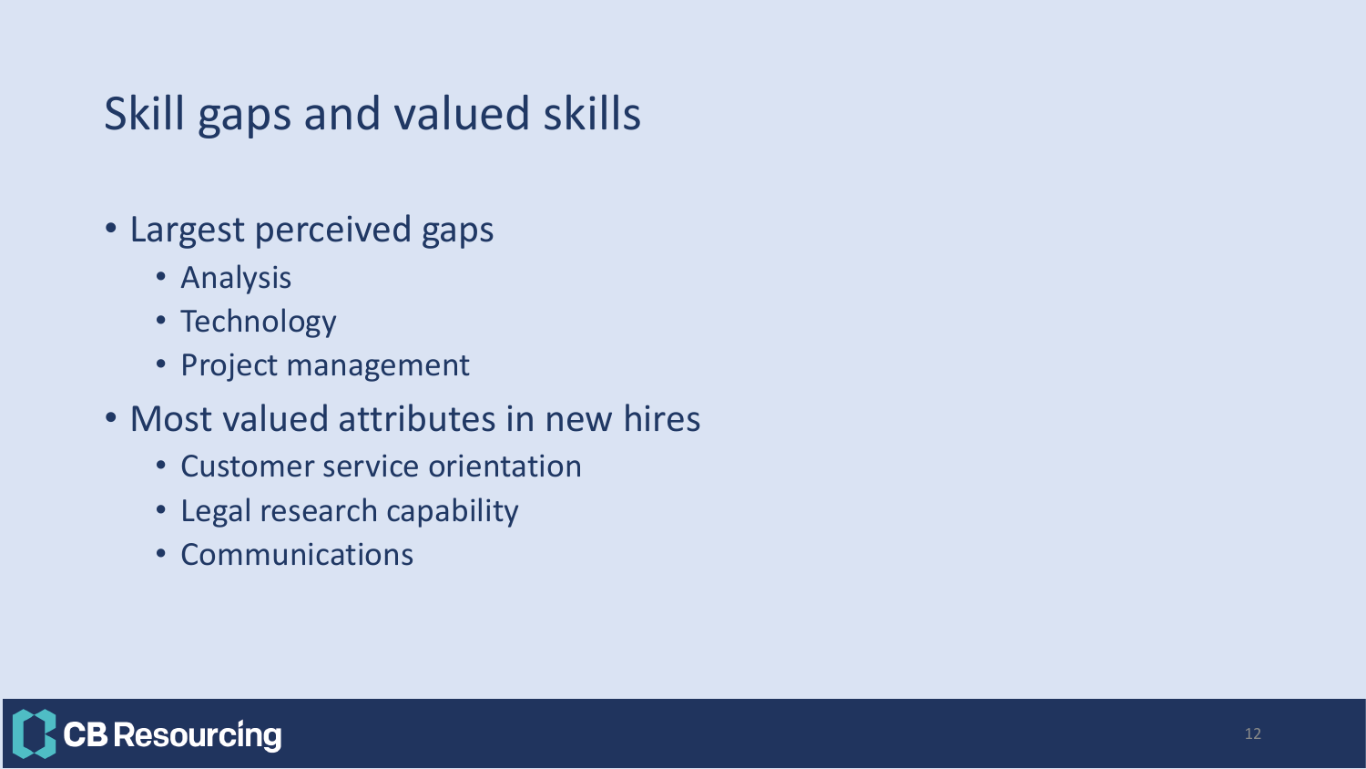# Skill gaps and valued skills

- Largest perceived gaps
  - Analysis
  - Technology
  - Project management
- Most valued attributes in new hires
  - Customer service orientation
  - Legal research capability
  - Communications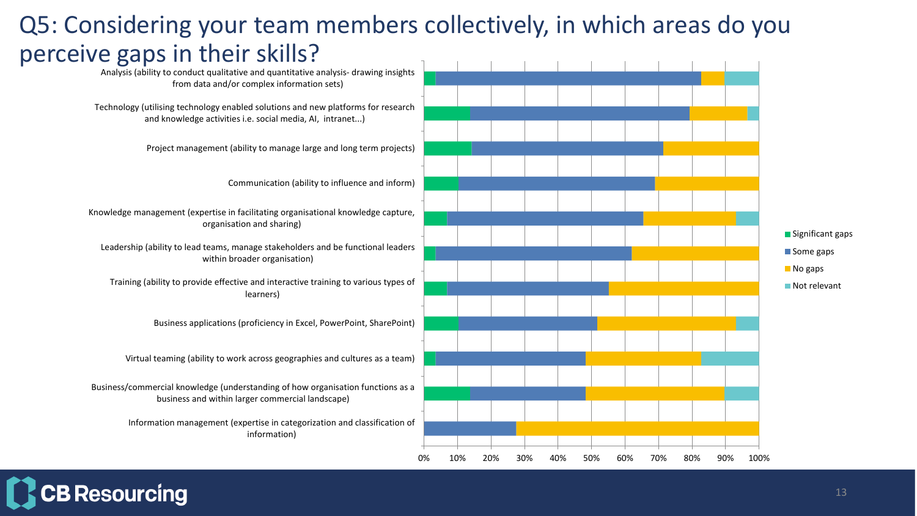# Q5: Considering your team members collectively, in which areas do you perceive gaps in their skills?

Analysis (ability to conduct qualitative and quantitative analysis- drawing insights from data and/or complex information sets)

Technology (utilising technology enabled solutions and new platforms for research and knowledge activities i.e. social media, AI, intranet...)

Project management (ability to manage large and long term projects)

Communication (ability to influence and inform)

Knowledge management (expertise in facilitating organisational knowledge capture, organisation and sharing)

Leadership (ability to lead teams, manage stakeholders and be functional leaders within broader organisation)

Training (ability to provide effective and interactive training to various types of learners)

Business applications (proficiency in Excel, PowerPoint, SharePoint)

Virtual teaming (ability to work across geographies and cultures as a team)

Business/commercial knowledge (understanding of how organisation functions as a business and within larger commercial landscape)

Information management (expertise in categorization and classification of information)

0% 10% 20% 30% 40% 50% 60% 70% 80% 90% 100%

Significant gaps
Some gaps
No gaps
Not relevant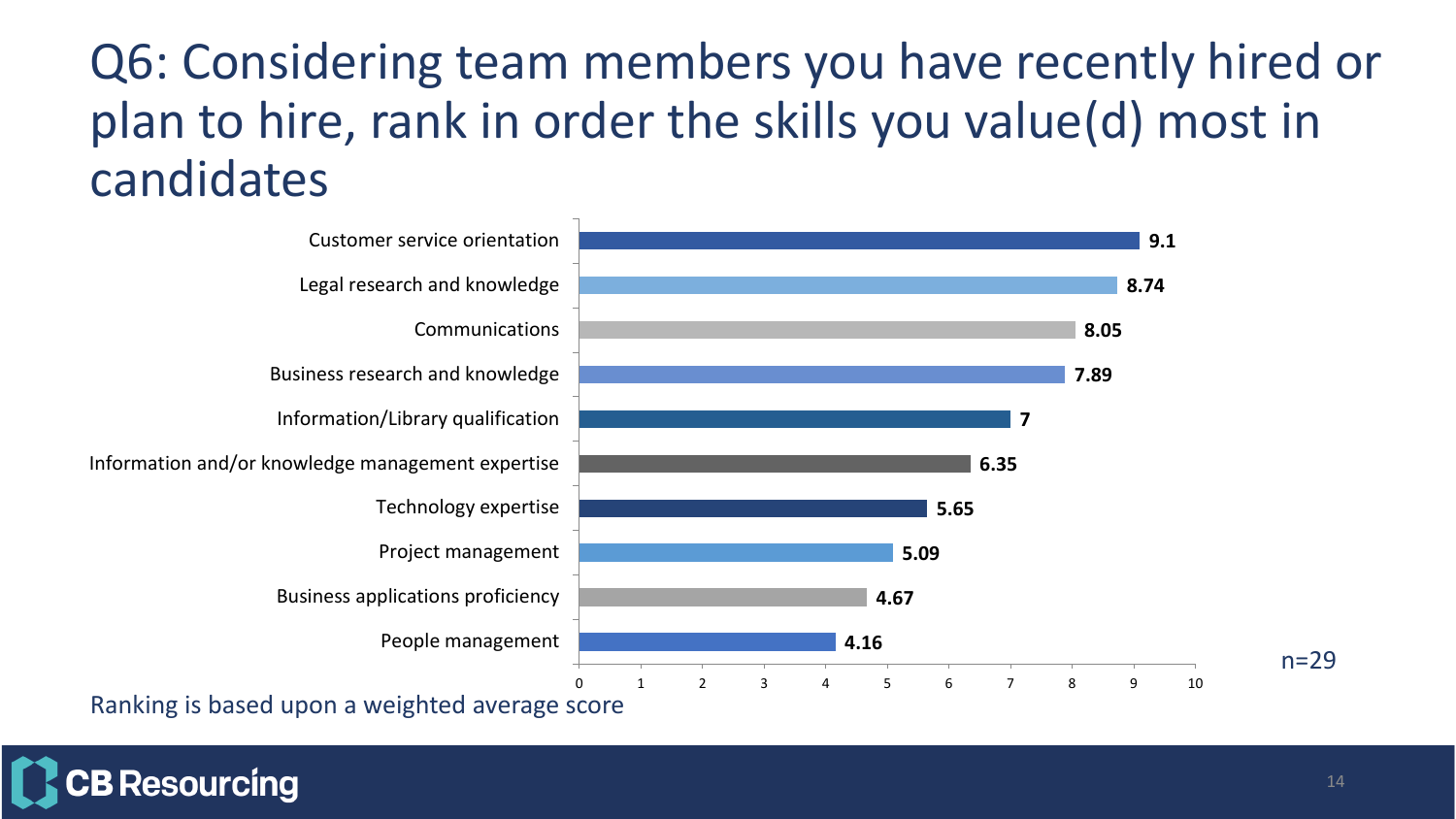# Q6: Considering team members you have recently hired or plan to hire, rank in order the skills you value(d) most in candidates

Customer service orientation 9.1
Legal research and knowledge 8.74
Communications 8.05
Business research and knowledge 7.89
Information/Library qualification 7
Information and/or knowledge management expertise 6.35
Technology expertise 5.65
Project management 5.09
Business applications proficiency 4.67
People management 4.16

0 1 2 3 4 5 6 7 8 9 10

n=29

Ranking is based upon a weighted average score

CB Resourcing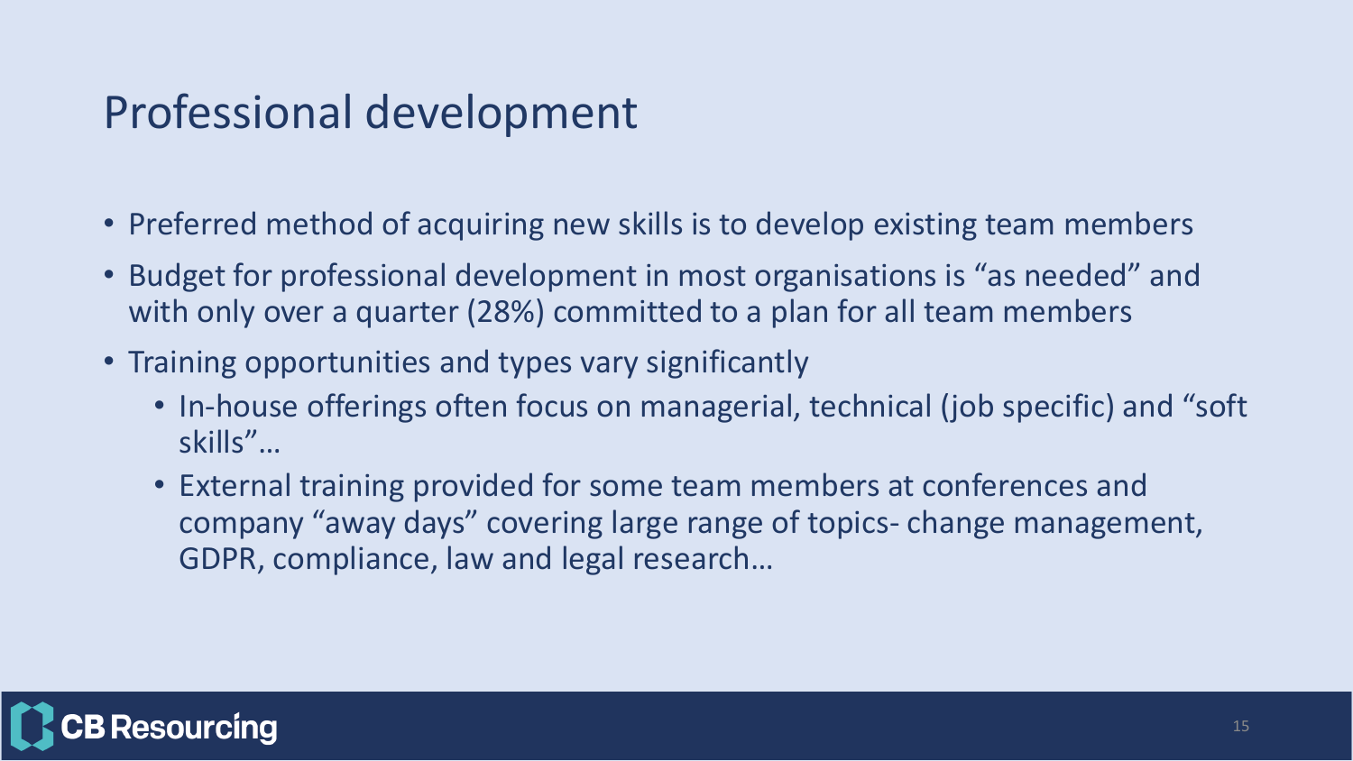# Professional development

- Preferred method of acquiring new skills is to develop existing team members
- Budget for professional development in most organisations is "as needed" and with only over a quarter (28%) committed to a plan for all team members
- Training opportunities and types vary significantly
  - In-house offerings often focus on managerial, technical (job specific) and "soft skills"…
  - External training provided for some team members at conferences and company "away days" covering large range of topics- change management, GDPR, compliance, law and legal research…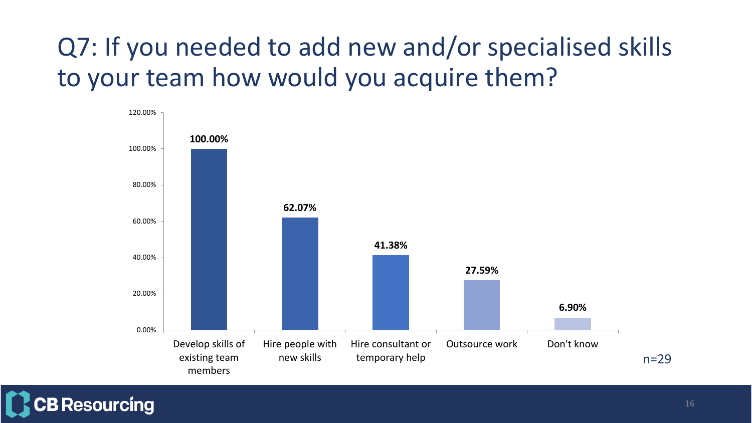# Q7: If you needed to add new and/or specialised skills to your team how would you acquire them?

120.00%
100.00%
80.00%
60.00%
40.00%
20.00%
0.00%

100.00%
62.07%
41.38%
27.59%
6.90%

Develop skills of existing team members
Hire people with new skills
Hire consultant or temporary help
Outsource work
Don't know

n=29

CB Resourcing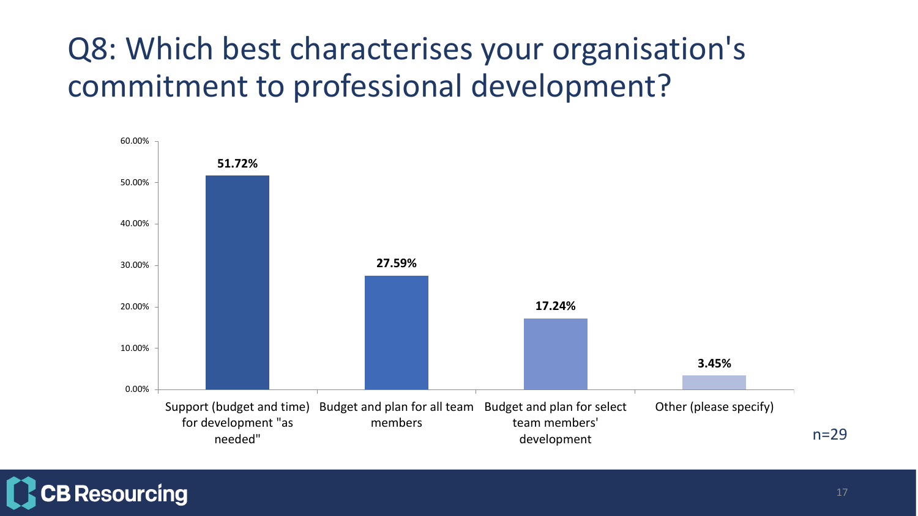# Q8: Which best characterises your organisation's commitment to professional development?

60.00%
50.00%
40.00%
30.00%
20.00%
10.00%
0.00%

51.72%
27.59%
17.24%
3.45%

Support (budget and time) for development "as needed"
Budget and plan for all team members
Budget and plan for select team members' development
Other (please specify)

n=29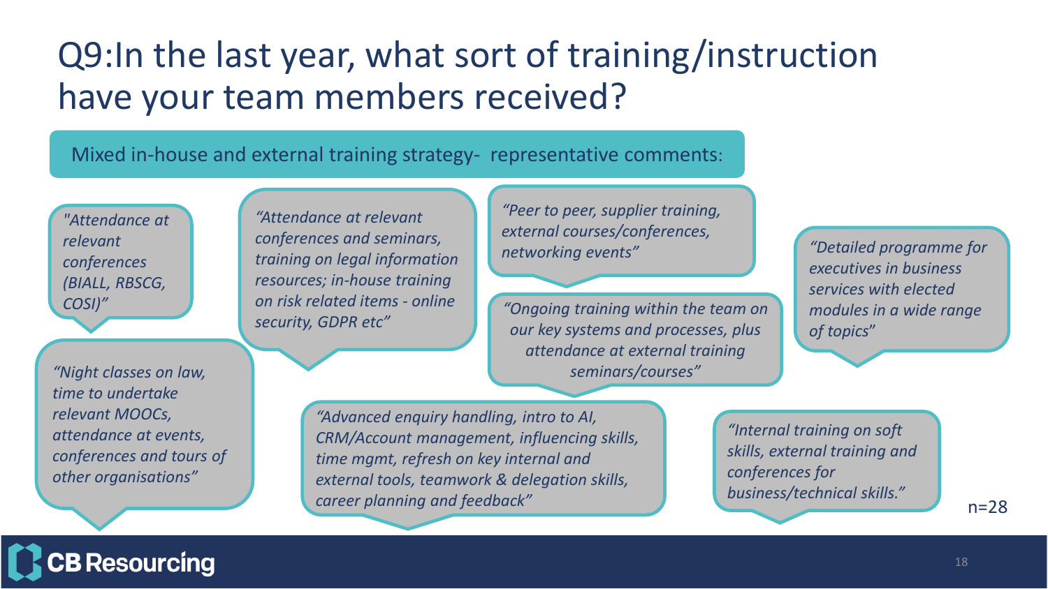# Q9:In the last year, what sort of training/instruction have your team members received?

Mixed in-house and external training strategy- representative comments:

*"Attendance at relevant conferences (BIALL, RBSCG, COSI)"*

*"Attendance at relevant conferences and seminars, training on legal information resources; in-house training on risk related items - online security, GDPR etc"*

*"Peer to peer, supplier training, external courses/conferences, networking events"*

*"Ongoing training within the team on our key systems and processes, plus attendance at external training seminars/courses"*

*"Detailed programme for executives in business services with elected modules in a wide range of topics"*

*"Night classes on law, time to undertake relevant MOOCs, attendance at events, conferences and tours of other organisations"*

*"Advanced enquiry handling, intro to AI, CRM/Account management, influencing skills, time mgmt, refresh on key internal and external tools, teamwork & delegation skills, career planning and feedback"*

*"Internal training on soft skills, external training and conferences for business/technical skills."*

n=28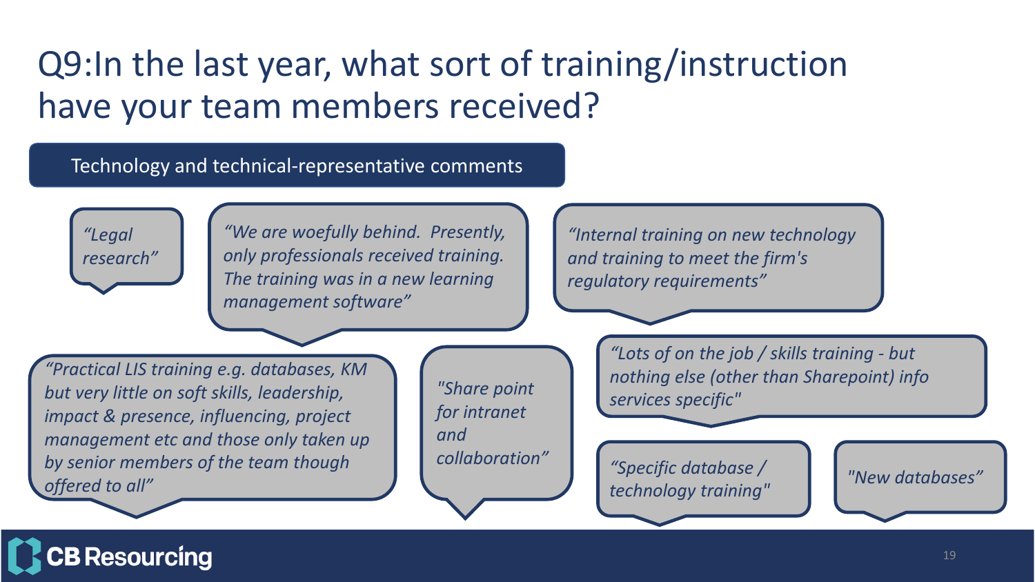# Q9:In the last year, what sort of training/instruction have your team members received?

## Technology and technical-representative comments

*“Legal research”*

*“We are woefully behind. Presently, only professionals received training. The training was in a new learning management software”*

*“Internal training on new technology and training to meet the firm's regulatory requirements”*

*“Practical LIS training e.g. databases, KM but very little on soft skills, leadership, impact & presence, influencing, project management etc and those only taken up by senior members of the team though offered to all”*

*"Share point for intranet and collaboration”*

*“Lots of on the job / skills training - but nothing else (other than Sharepoint) info services specific"*

*“Specific database / technology training"*

*"New databases”*

CB Resourcing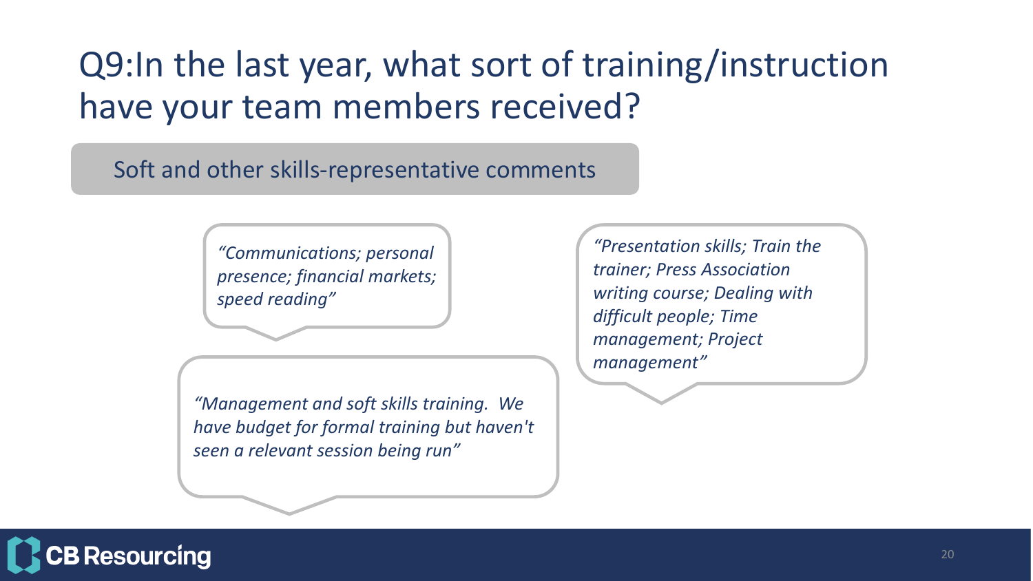# Q9:In the last year, what sort of training/instruction have your team members received?

## Soft and other skills-representative comments

*"Communications; personal presence; financial markets; speed reading"*

*"Management and soft skills training. We have budget for formal training but haven't seen a relevant session being run"*

*"Presentation skills; Train the trainer; Press Association writing course; Dealing with difficult people; Time management; Project management"*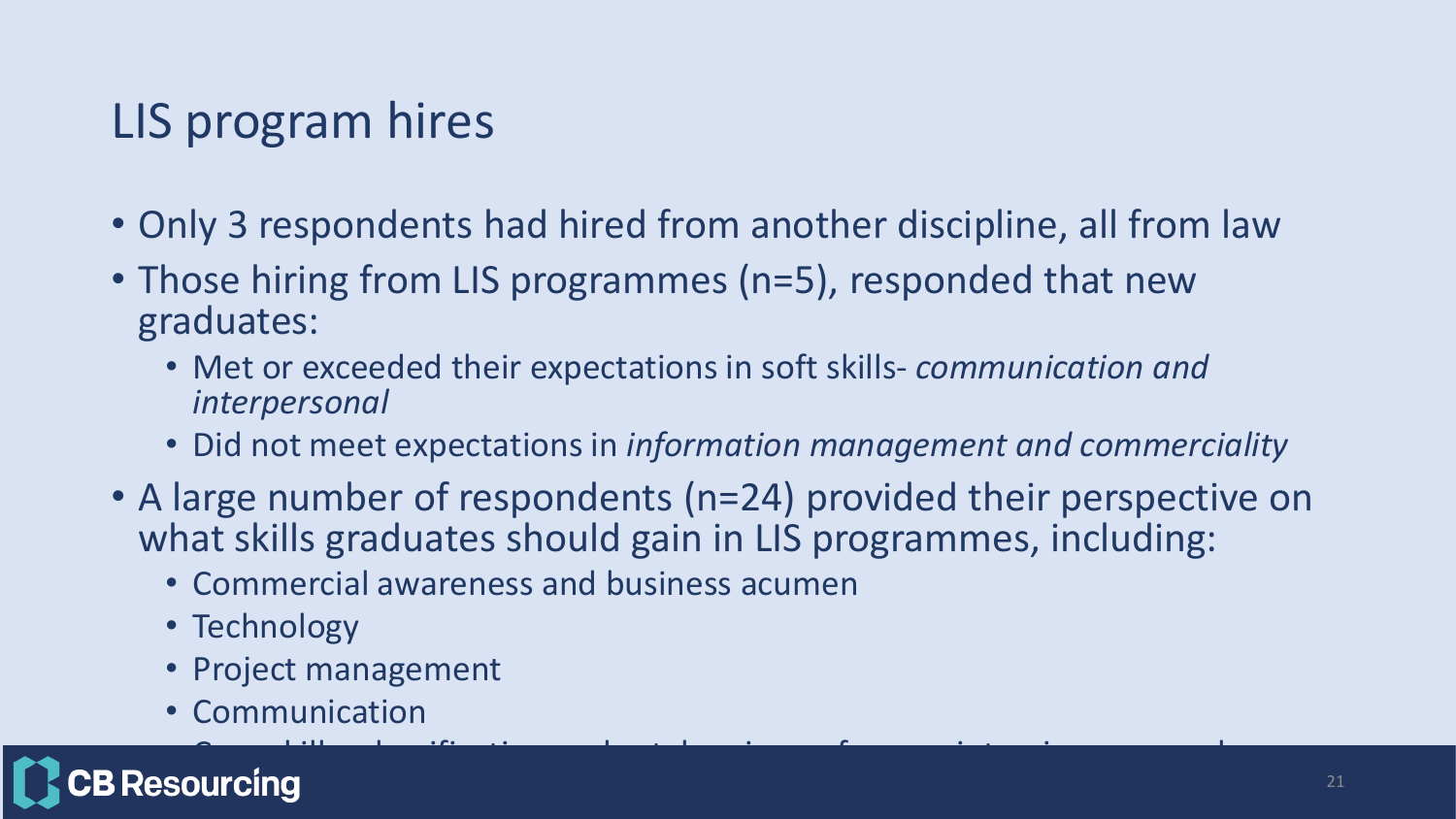# LIS program hires

- Only 3 respondents had hired from another discipline, all from law
- Those hiring from LIS programmes (n=5), responded that new graduates:
  - Met or exceeded their expectations in soft skills- *communication and interpersonal*
  - Did not meet expectations in *information management and commerciality*
- A large number of respondents (n=24) provided their perspective on what skills graduates should gain in LIS programmes, including:
  - Commercial awareness and business acumen
  - Technology
  - Project management
  - Communication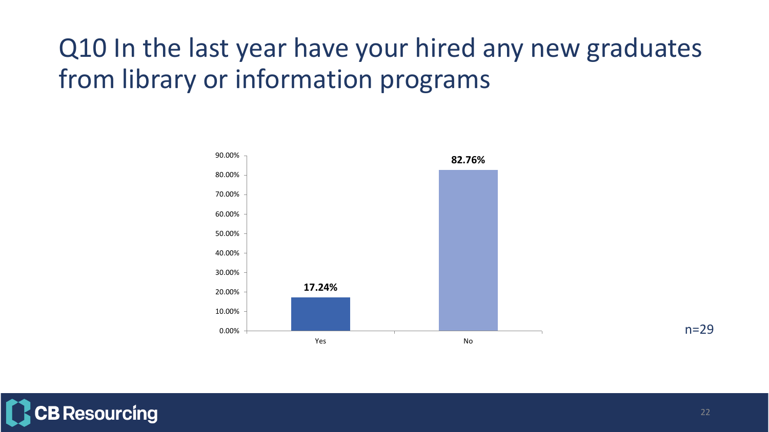# Q10 In the last year have your hired any new graduates from library or information programs

90.00%
80.00%
70.00%
60.00%
50.00%
40.00%
30.00%
20.00%
10.00%
0.00%

17.24%
82.76%

Yes
No

n=29

CB Resourcing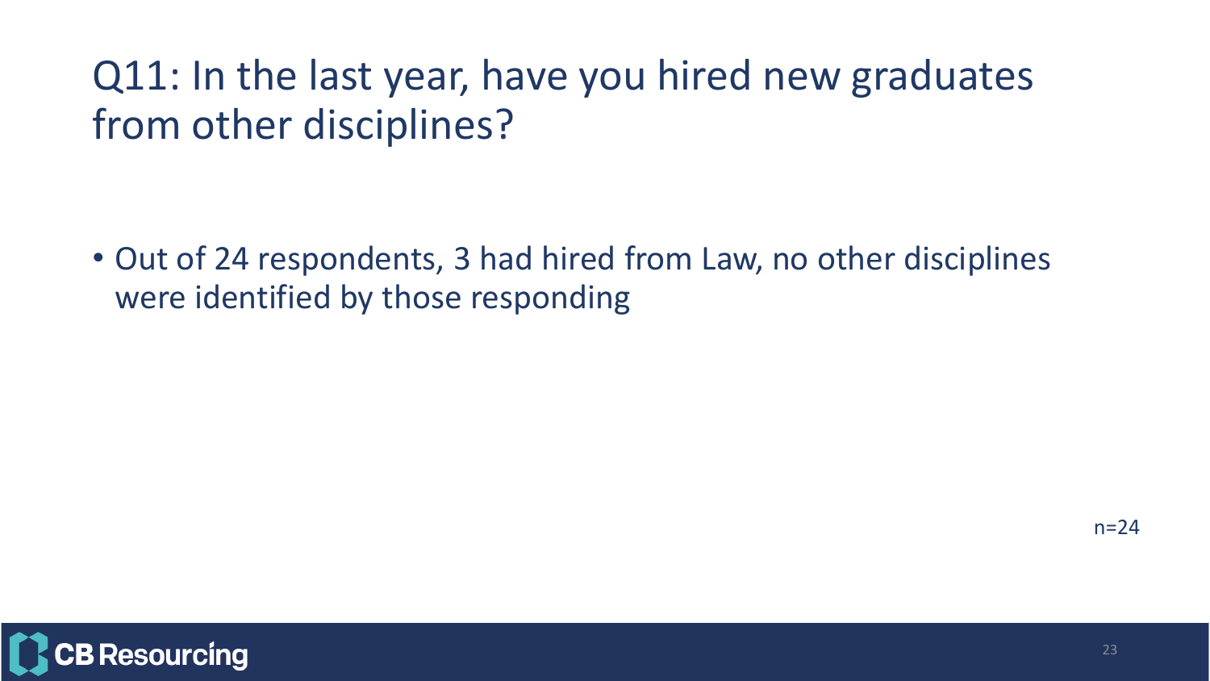# Q11: In the last year, have you hired new graduates from other disciplines?

- Out of 24 respondents, 3 had hired from Law, no other disciplines were identified by those responding

n=24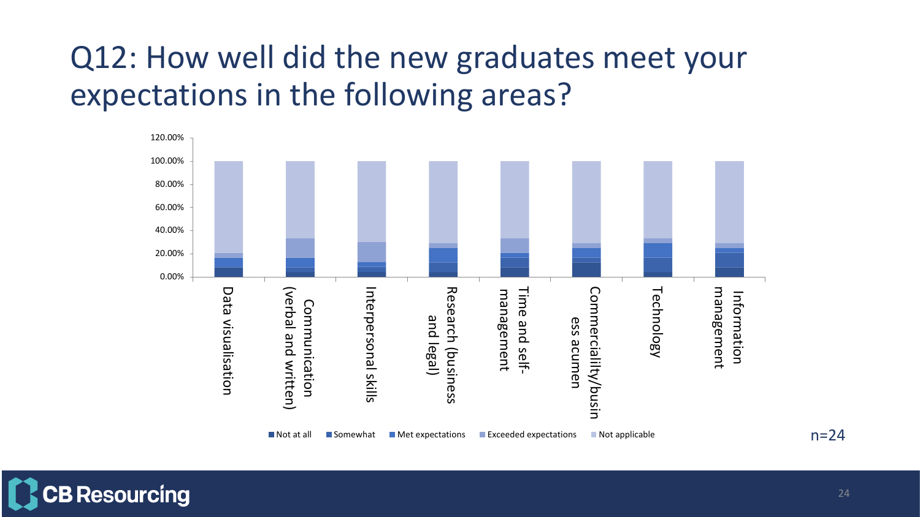# Q12: How well did the new graduates meet your expectations in the following areas?

120.00%
100.00%
80.00%
60.00%
40.00%
20.00%
0.00%

Data visualisation
Communication (verbal and written)
Interpersonal skills
Research (business and legal)
Time and self-management
Commerciality/business acumen
Technology
Information management

Not at all
Somewhat
Met expectations
Exceeded expectations
Not applicable

n=24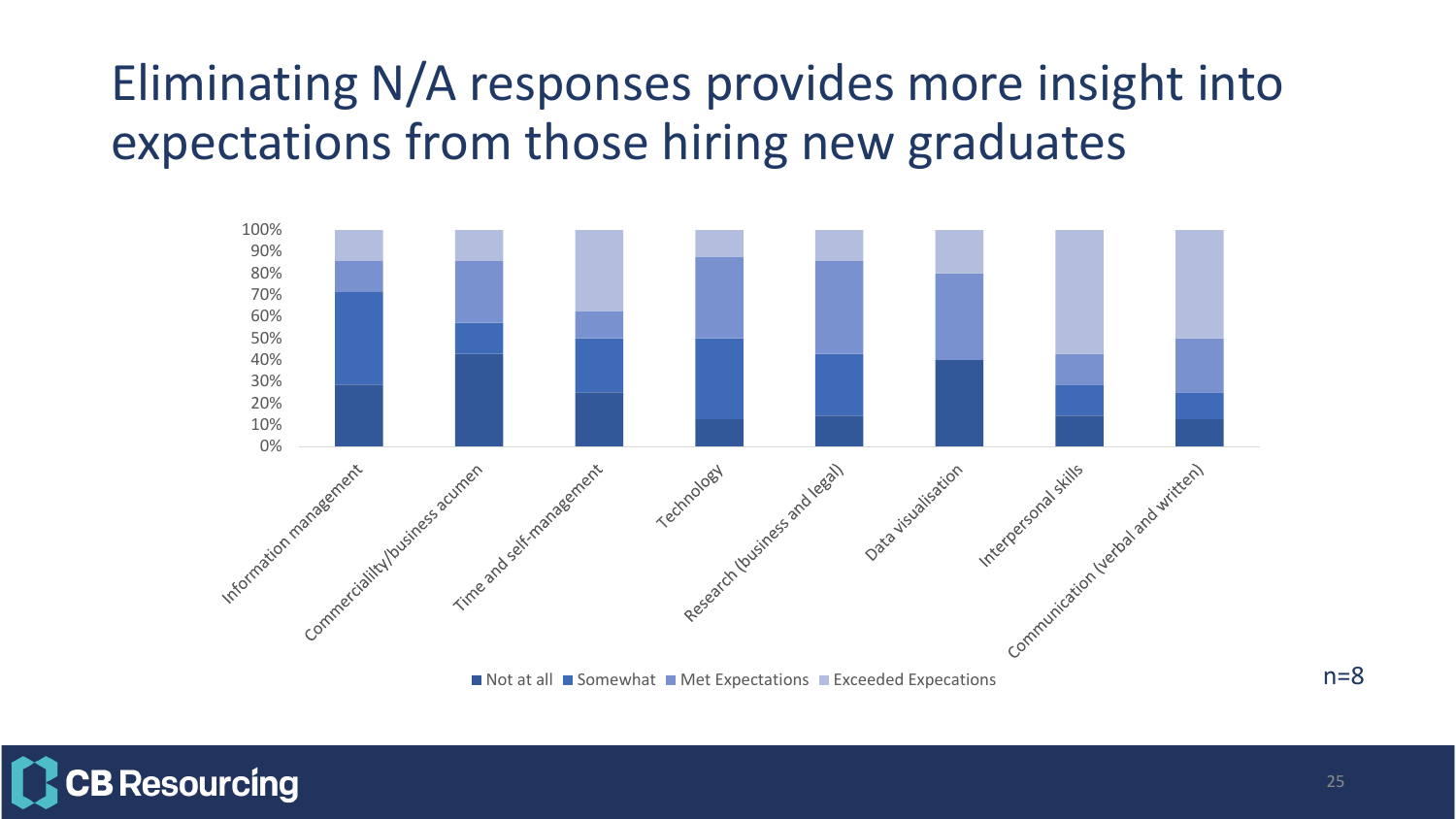# Eliminating N/A responses provides more insight into expectations from those hiring new graduates

100%
90%
80%
70%
60%
50%
40%
30%
20%
10%
0%

Information management
Commerciality/business acumen
Time and self-management
Technology
Research (business and legal)
Data visualisation
Interpersonal skills
Communication (verbal and written)

Not at all
Somewhat
Met Expectations
Exceeded Expecations

n=8

CB Resourcing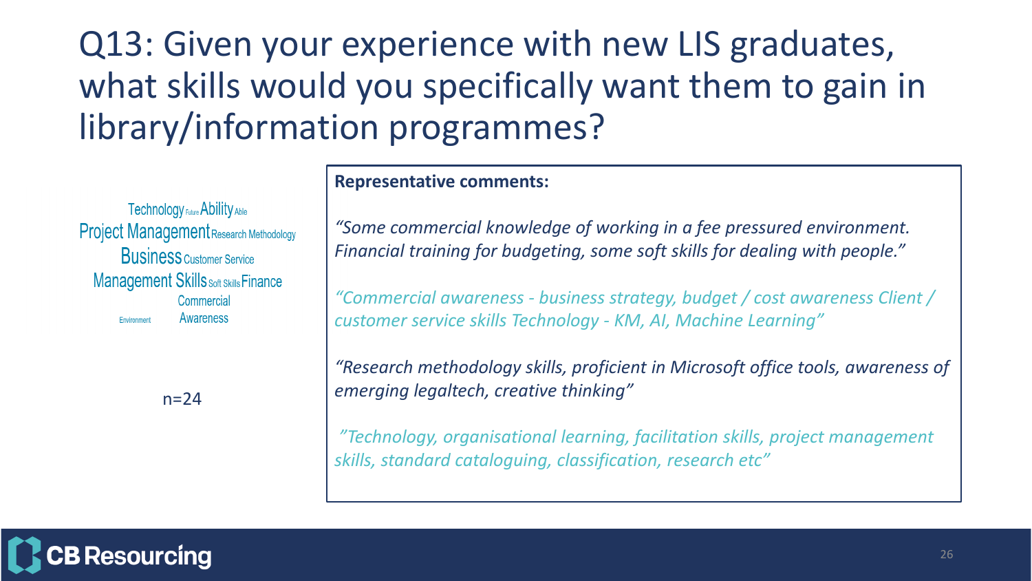# Q13: Given your experience with new LIS graduates, what skills would you specifically want them to gain in library/information programmes?

Technology Future Ability Able
Project Management Research Methodology
Business Customer Service
Management Skills Soft Skills Finance
Commercial
Environment Awareness

n=24

**Representative comments:**

*"Some commercial knowledge of working in a fee pressured environment. Financial training for budgeting, some soft skills for dealing with people."*

*"Commercial awareness - business strategy, budget / cost awareness Client / customer service skills Technology - KM, AI, Machine Learning"*

*"Research methodology skills, proficient in Microsoft office tools, awareness of emerging legaltech, creative thinking"*

*"Technology, organisational learning, facilitation skills, project management skills, standard cataloguing, classification, research etc"*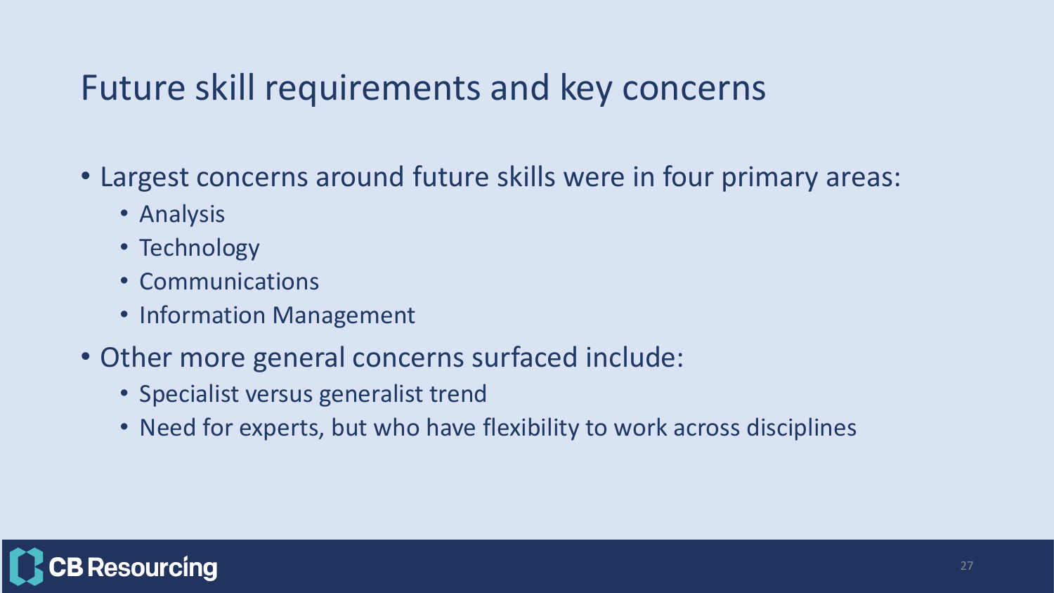# Future skill requirements and key concerns

- Largest concerns around future skills were in four primary areas:
  - Analysis
  - Technology
  - Communications
  - Information Management
- Other more general concerns surfaced include:
  - Specialist versus generalist trend
  - Need for experts, but who have flexibility to work across disciplines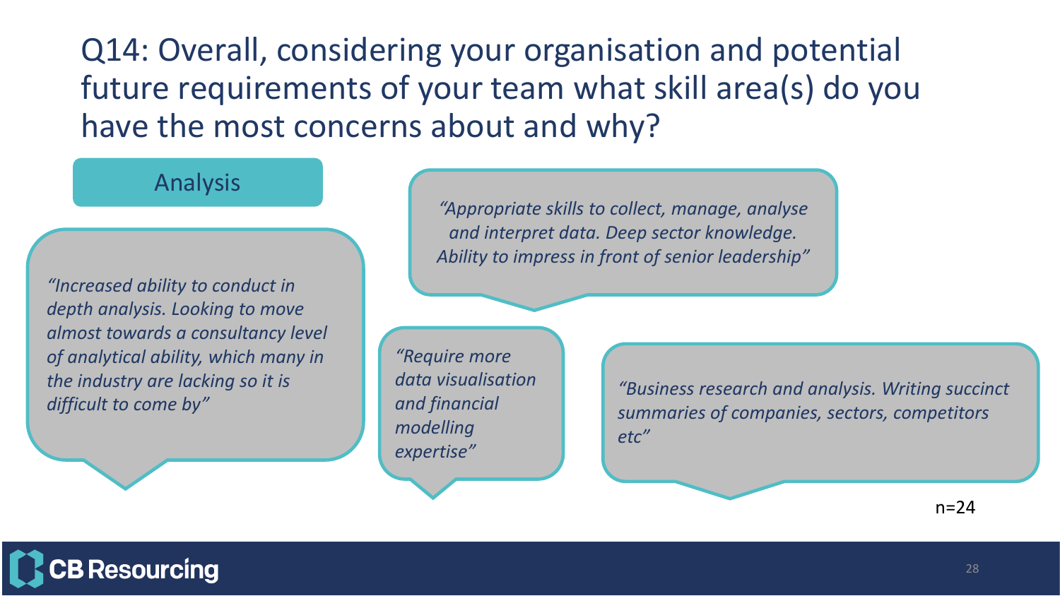# Q14: Overall, considering your organisation and potential future requirements of your team what skill area(s) do you have the most concerns about and why?

## Analysis

*"Increased ability to conduct in depth analysis. Looking to move almost towards a consultancy level of analytical ability, which many in the industry are lacking so it is difficult to come by"*

*"Appropriate skills to collect, manage, analyse and interpret data. Deep sector knowledge. Ability to impress in front of senior leadership"*

*"Require more data visualisation and financial modelling expertise"*

*"Business research and analysis. Writing succinct summaries of companies, sectors, competitors etc"*

n=24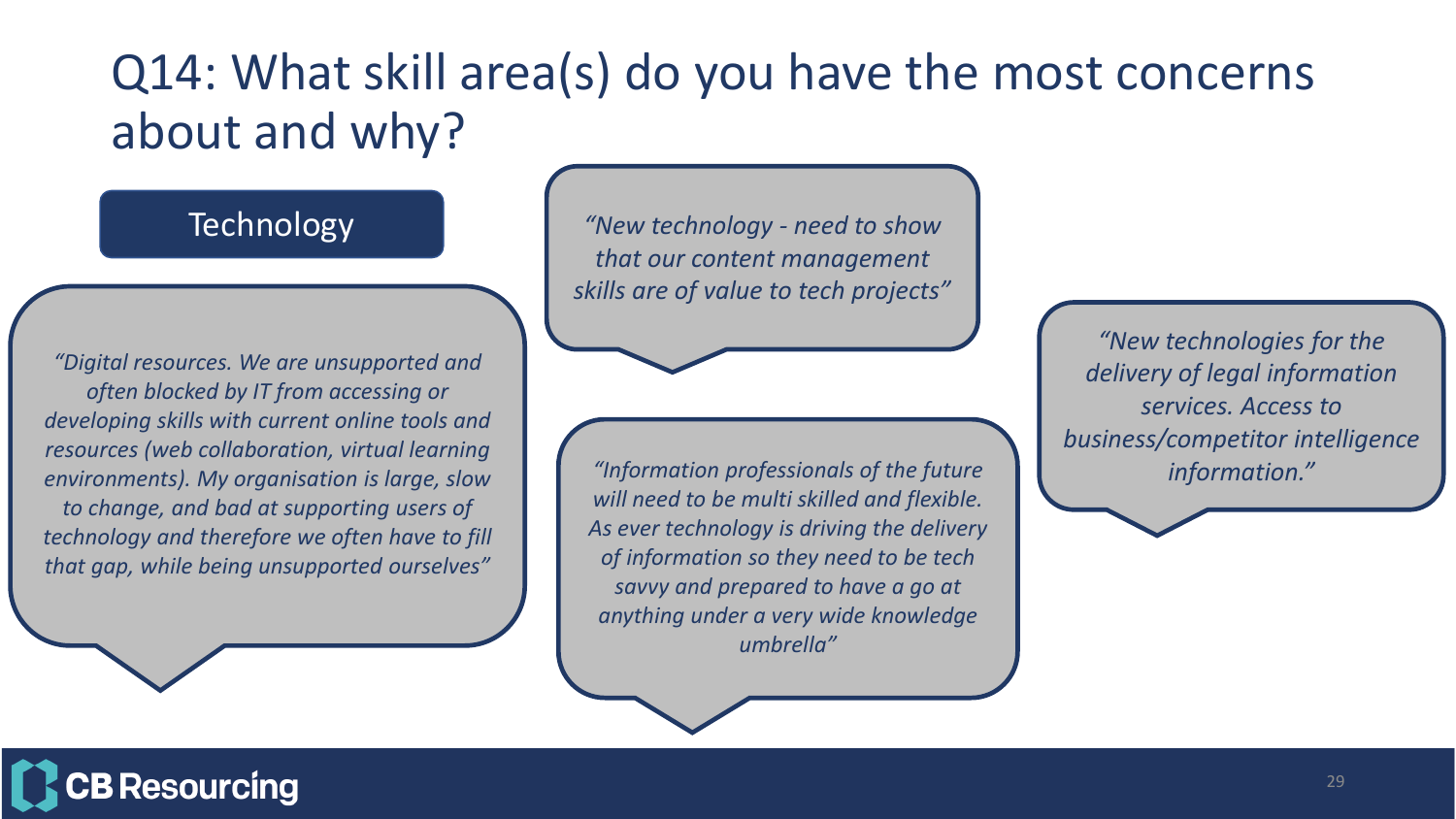# Q14: What skill area(s) do you have the most concerns about and why?

## Technology

*"Digital resources. We are unsupported and often blocked by IT from accessing or developing skills with current online tools and resources (web collaboration, virtual learning environments). My organisation is large, slow to change, and bad at supporting users of technology and therefore we often have to fill that gap, while being unsupported ourselves"*

*"New technology - need to show that our content management skills are of value to tech projects"*

*"Information professionals of the future will need to be multi skilled and flexible. As ever technology is driving the delivery of information so they need to be tech savvy and prepared to have a go at anything under a very wide knowledge umbrella"*

*"New technologies for the delivery of legal information services. Access to business/competitor intelligence information."*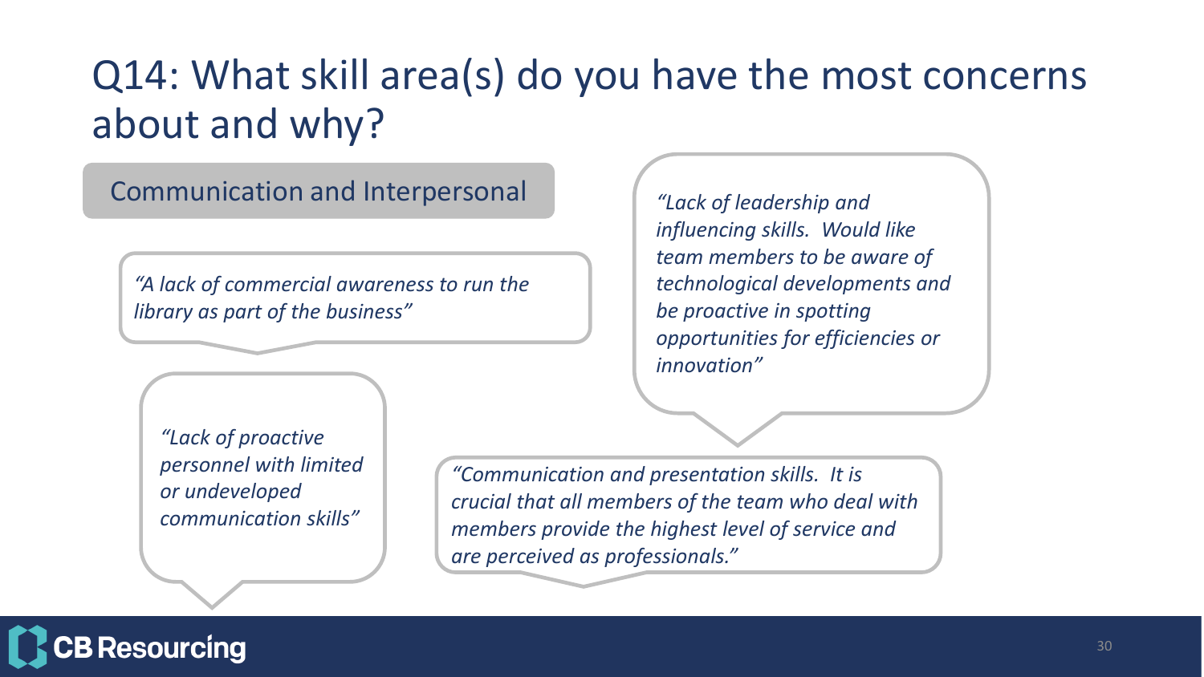# Q14: What skill area(s) do you have the most concerns about and why?

## Communication and Interpersonal

*"A lack of commercial awareness to run the library as part of the business"*

*"Lack of leadership and influencing skills. Would like team members to be aware of technological developments and be proactive in spotting opportunities for efficiencies or innovation"*

*"Lack of proactive personnel with limited or undeveloped communication skills"*

*"Communication and presentation skills. It is crucial that all members of the team who deal with members provide the highest level of service and are perceived as professionals."*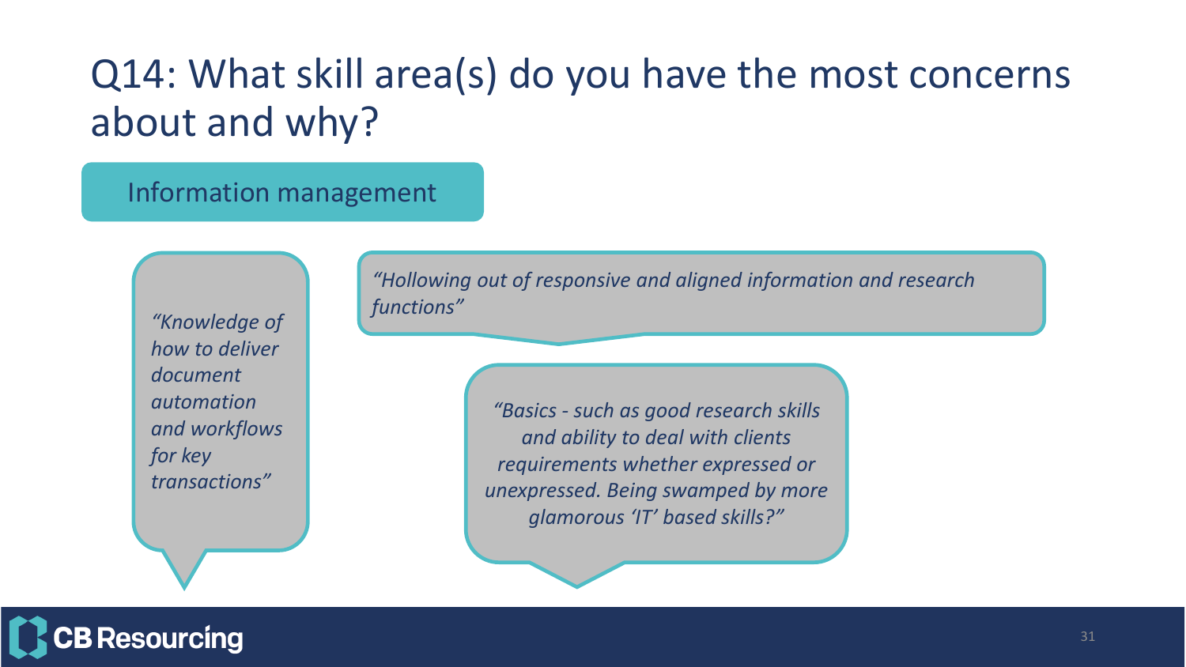# Q14: What skill area(s) do you have the most concerns about and why?

## Information management

*"Knowledge of how to deliver document automation and workflows for key transactions"*

*"Hollowing out of responsive and aligned information and research functions"*

*"Basics - such as good research skills and ability to deal with clients requirements whether expressed or unexpressed. Being swamped by more glamorous 'IT' based skills?"*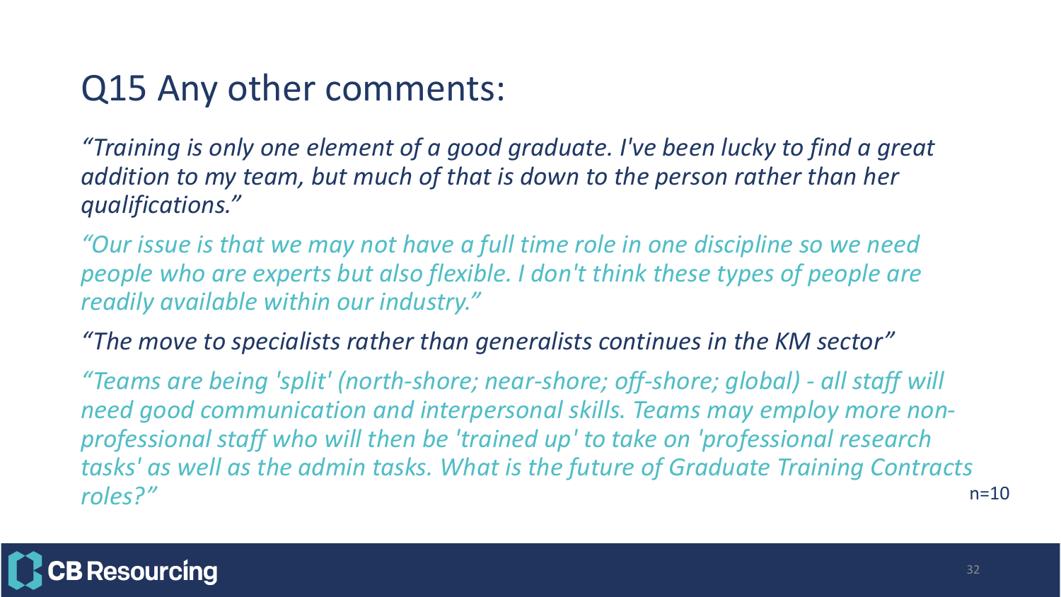# Q15 Any other comments:

*"Training is only one element of a good graduate. I've been lucky to find a great addition to my team, but much of that is down to the person rather than her qualifications."*

*"Our issue is that we may not have a full time role in one discipline so we need people who are experts but also flexible. I don't think these types of people are readily available within our industry."*

*"The move to specialists rather than generalists continues in the KM sector"*

*"Teams are being 'split' (north-shore; near-shore; off-shore; global) - all staff will need good communication and interpersonal skills. Teams may employ more non-professional staff who will then be 'trained up' to take on 'professional research tasks' as well as the admin tasks. What is the future of Graduate Training Contracts roles?"*

n=10

CB Resourcing